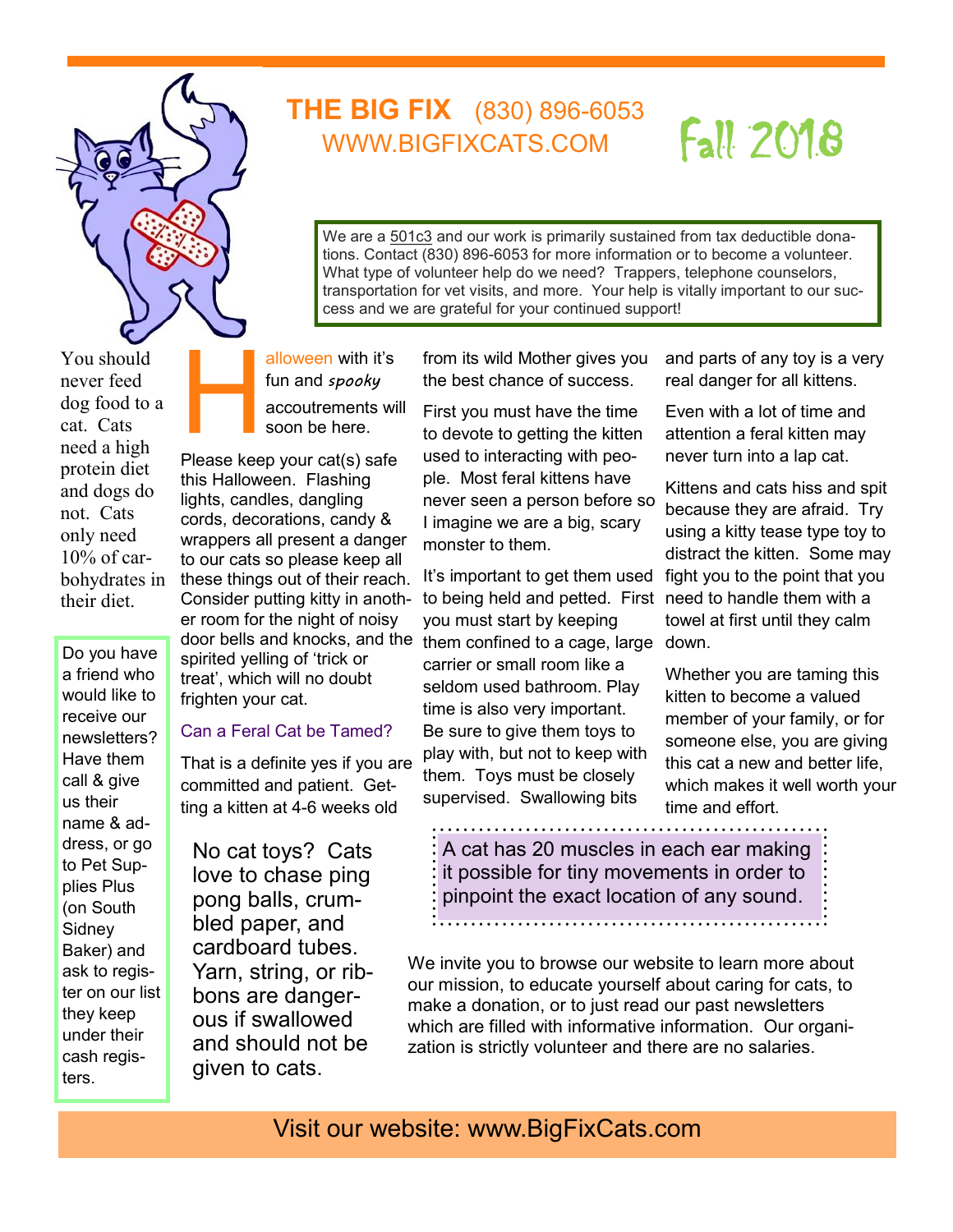# THE BIG FIX (830) 896-6053

WWW.BIGFIXCATS.COM

Fall 2018

We are a 501c3 and our work is primarily sustained from tax deductible donations. Contact (830) 896-6053 for more information or to become a volunteer. What type of volunteer help do we need? Trappers, telephone counselors, transportation for vet visits, and more. Your help is vitally important to our success and we are grateful for your continued support!

You should never feed dog food to a cat. Cats need a high protein diet and dogs do not. Cats only need 10% of carbohydrates in their diet.

Do you have a friend who would like to receive our newsletters? Have them call & give us their name & address, or go to Pet Supplies Plus (on South Sidney Baker) and ask to register on our list they keep under their cash registers.

Halloween with it's fun and *spooky* accoutrements will soon be here.

Please keep your cat(s) safe this Halloween. Flashing lights, candles, dangling cords, decorations, candy & wrappers all present a danger to our cats so please keep all these things out of their reach. Consider putting kitty in another room for the night of noisy door bells and knocks, and the spirited yelling of 'trick or treat', which will no doubt frighten your cat.

## Can a Feral Cat be Tamed?

That is a definite yes if you are committed and patient. Getting a kitten at 4-6 weeks old from its wild Mother gives you the best chance of success.

First you must have the time to devote to getting the kitten used to interacting with people. Most feral kittens have never seen a person before so I imagine we are a big, scary monster to them.

It's important to get them used to being held and petted. First you must start by keeping them confined to a cage, large carrier or small room like a seldom used bathroom. Play time is also very important. Be sure to give them toys to play with, but not to keep with them. Toys must be closely supervised. Swallowing bits and parts of any toy is a very real danger for all kittens.

Even with a lot of time and attention a feral kitten may never turn into a lap cat.

Kittens and cats hiss and spit because they are afraid. Try using a kitty tease type toy to distract the kitten. Some may fight you to the point that you need to handle them with a towel at first until they calm down.

Whether you are taming this kitten to become a valued member of your family, or for someone else, you are giving this cat a new and better life, which makes it well worth your time and effort.

No cat toys? Cats love to chase ping pong balls, crumbled paper, and cardboard tubes. Yarn, string, or ribbons are dangerous if swallowed and should not be given to cats.

A cat has 20 muscles in each ear making it possible for tiny movements in order to pinpoint the exact location of any sound.

We invite you to browse our website to learn more about our mission, to educate yourself about caring for cats, to make a donation, or to just read our past newsletters which are filled with informative information. Our organization is strictly volunteer and there are no salaries.

Visit our website: www.BigFixCats.com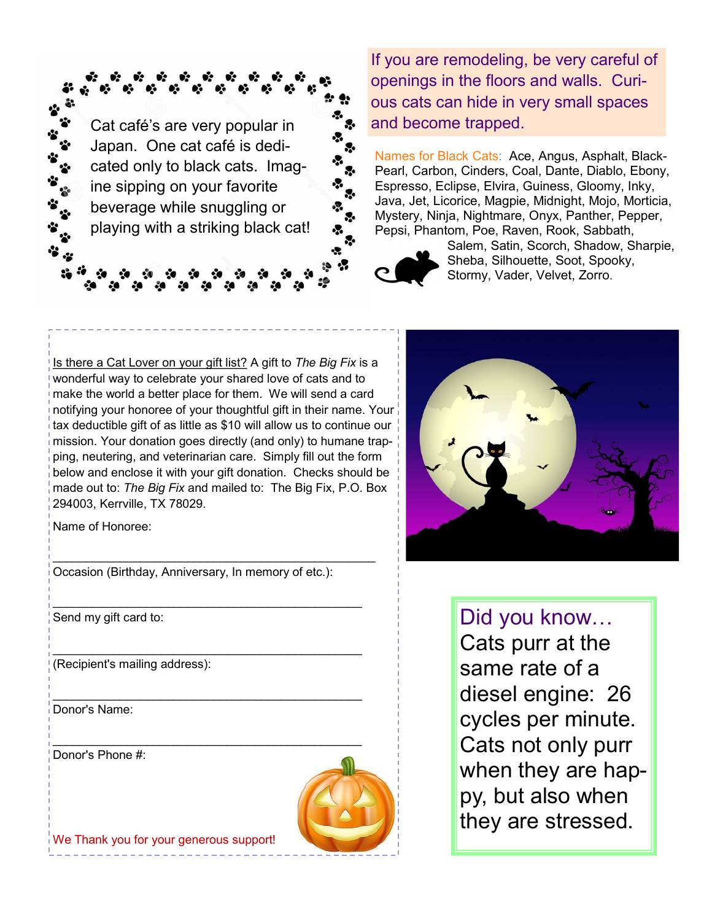Cat café's are very popular in Japan. One cat café is dedicated only to black cats. Imagine sipping on your favorite beverage while snuggling or playing with a striking black cat!

If you are remodeling, be very careful of openings in the floors and walls. Curious cats can hide in very small spaces and become trapped.

Names for Black Cats: Ace, Angus, Asphalt, BlackPearl, Carbon, Cinders, Coal, Dante, Diablo, Ebony, Espresso, Eclipse, Elvira, Guiness, Gloomy, Inky, Java, Jet, Licorice, Magpie, Midnight, Mojo, Morticia, Mystery, Ninja, Nightmare, Onyx, Panther, Pepper, Pepsi, Phantom, Poe, Raven, Rook, Sabbath, Salem, Satin, Scorch, Shadow, Sharpie, Sheba, Silhouette, Soot, Spooky, Stormy, Vader, Velvet, Zorro.

Is there a Cat Lover on your gift list? A gift to *The Big Fix* is a wonderful way to celebrate your shared love of cats and to make the world a better place for them. We will send a card notifying your honoree of your thoughtful gift in their name. Your tax deductible gift of as little as $10 will allow us to continue our mission. Your donation goes directly (and only) to humane trapping, neutering, and veterinarian care. Simply fill out the form below and enclose it with your gift donation. Checks should be made out to: *The Big Fix* and mailed to: The Big Fix, P.O. Box 294003, Kerrville, TX 78029.

Name of Honoree:

______________________________________________

Occasion (Birthday, Anniversary, In memory of etc.):

______________________________________________

Send my gift card to:

______________________________________________

(Recipient's mailing address):

______________________________________________

Donor's Name:

______________________________________________

Donor's Phone #:

We Thank you for your generous support!

Did you know…
Cats purr at the same rate of a diesel engine: 26 cycles per minute. Cats not only purr when they are happy, but also when they are stressed.